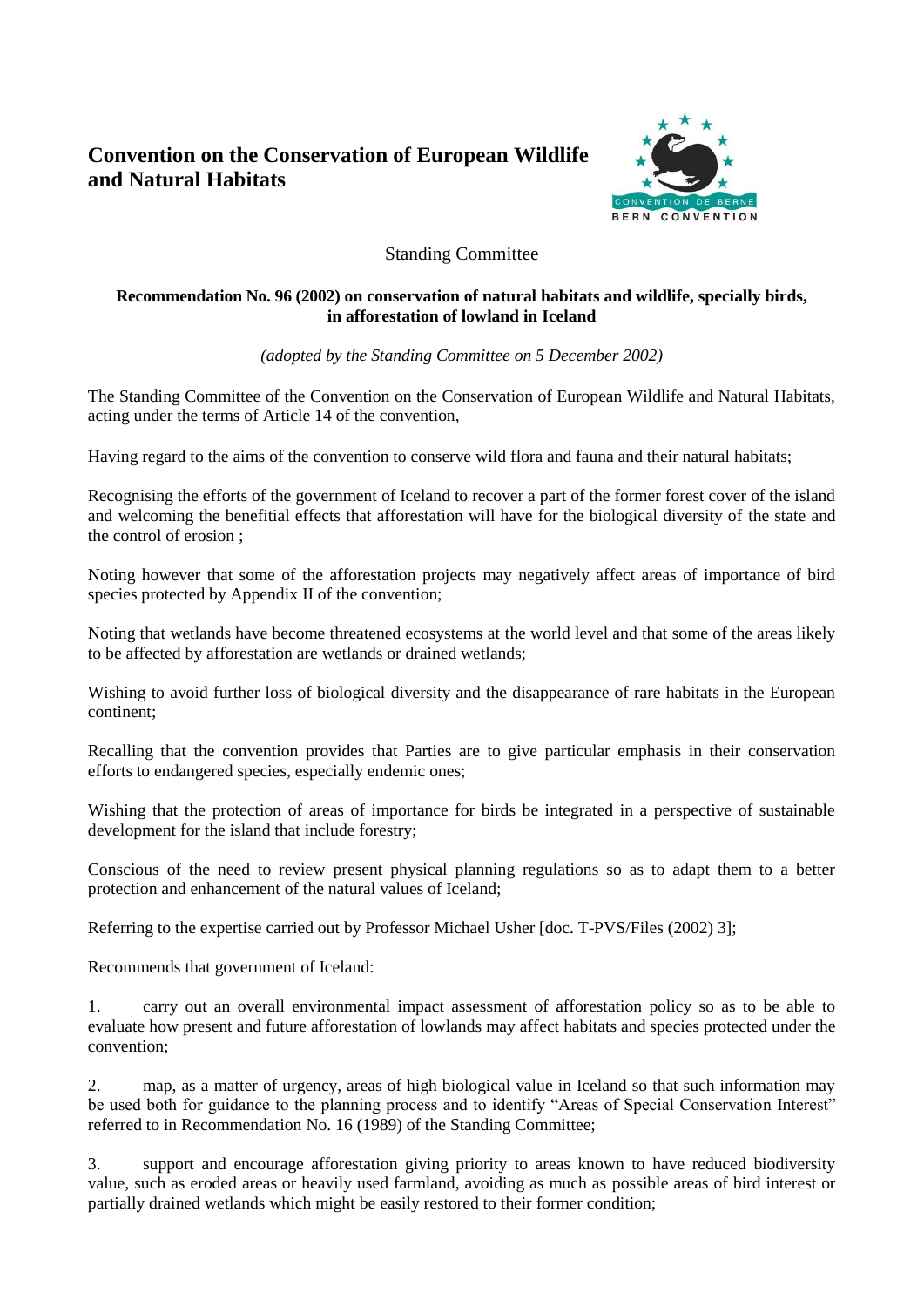# Convention on the Conservation of European Wildlife and Natural Habitats

Standing Committee

**Recommendation No. 96 (2002) on conservation of natural habitats and wildlife, specially birds, in afforestation of lowland in Iceland**

*(adopted by the Standing Committee on 5 December 2002)*

The Standing Committee of the Convention on the Conservation of European Wildlife and Natural Habitats, acting under the terms of Article 14 of the convention,

Having regard to the aims of the convention to conserve wild flora and fauna and their natural habitats;

Recognising the efforts of the government of Iceland to recover a part of the former forest cover of the island and welcoming the benefitial effects that afforestation will have for the biological diversity of the state and the control of erosion ;

Noting however that some of the afforestation projects may negatively affect areas of importance of bird species protected by Appendix II of the convention;

Noting that wetlands have become threatened ecosystems at the world level and that some of the areas likely to be affected by afforestation are wetlands or drained wetlands;

Wishing to avoid further loss of biological diversity and the disappearance of rare habitats in the European continent;

Recalling that the convention provides that Parties are to give particular emphasis in their conservation efforts to endangered species, especially endemic ones;

Wishing that the protection of areas of importance for birds be integrated in a perspective of sustainable development for the island that include forestry;

Conscious of the need to review present physical planning regulations so as to adapt them to a better protection and enhancement of the natural values of Iceland;

Referring to the expertise carried out by Professor Michael Usher [doc. T-PVS/Files (2002) 3];

Recommends that government of Iceland:

1. carry out an overall environmental impact assessment of afforestation policy so as to be able to evaluate how present and future afforestation of lowlands may affect habitats and species protected under the convention;

2. map, as a matter of urgency, areas of high biological value in Iceland so that such information may be used both for guidance to the planning process and to identify "Areas of Special Conservation Interest" referred to in Recommendation No. 16 (1989) of the Standing Committee;

3. support and encourage afforestation giving priority to areas known to have reduced biodiversity value, such as eroded areas or heavily used farmland, avoiding as much as possible areas of bird interest or partially drained wetlands which might be easily restored to their former condition;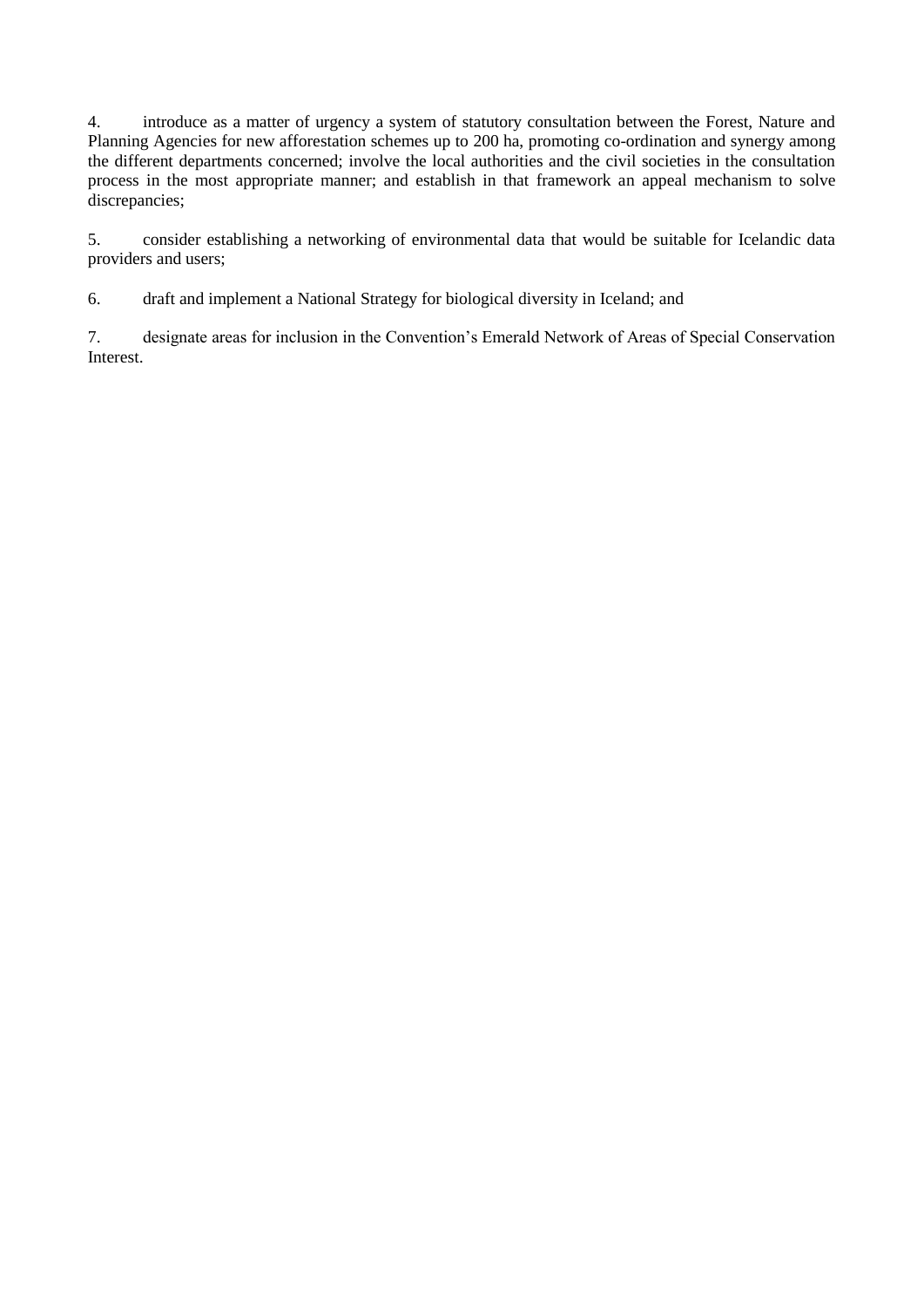4. introduce as a matter of urgency a system of statutory consultation between the Forest, Nature and Planning Agencies for new afforestation schemes up to 200 ha, promoting co-ordination and synergy among the different departments concerned; involve the local authorities and the civil societies in the consultation process in the most appropriate manner; and establish in that framework an appeal mechanism to solve discrepancies;

5. consider establishing a networking of environmental data that would be suitable for Icelandic data providers and users;

6. draft and implement a National Strategy for biological diversity in Iceland; and

7. designate areas for inclusion in the Convention's Emerald Network of Areas of Special Conservation Interest.